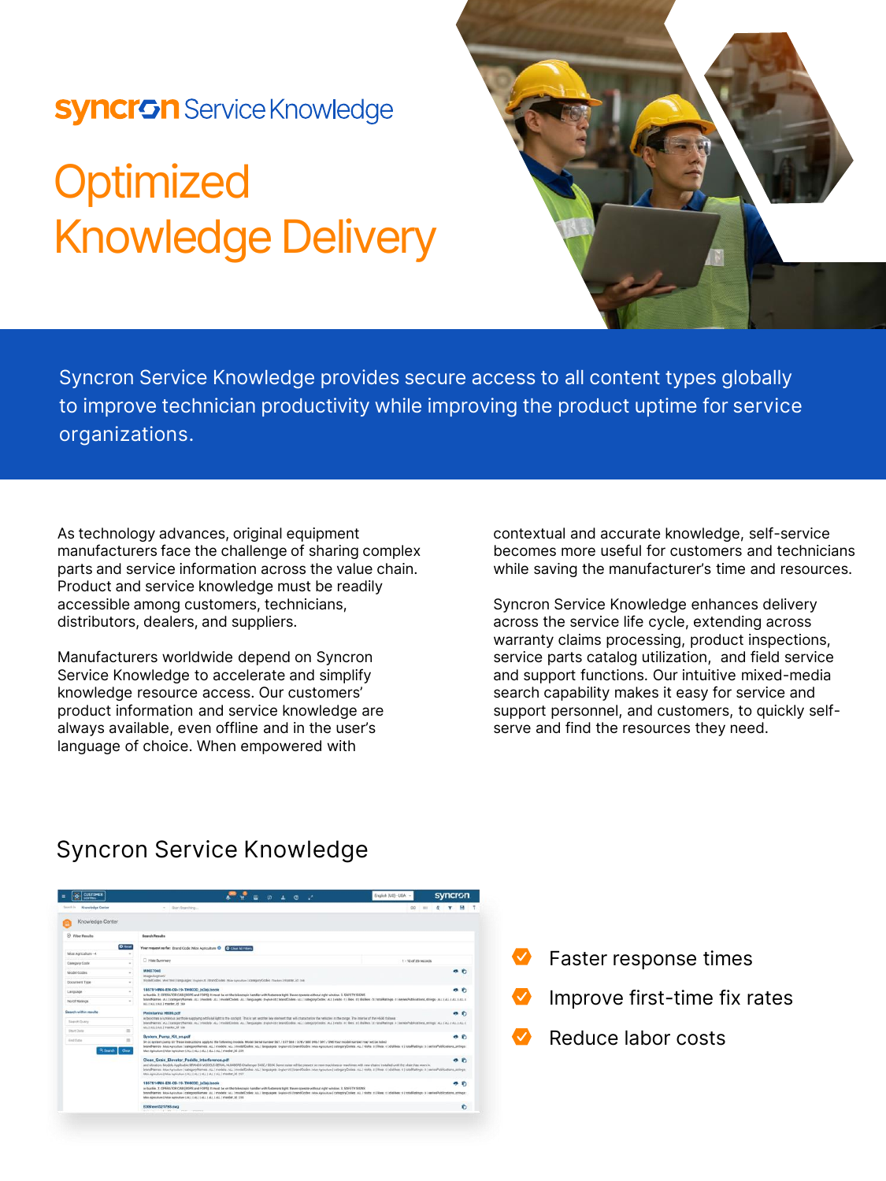syncron Service Knowledge

# Optimized Knowledge Delivery

Syncron Service Knowledge provides secure access to all content types globally to improve technician productivity while improving the product uptime for service organizations.

As technology advances, original equipment manufacturers face the challenge of sharing complex parts and service information across the value chain. Product and service knowledge must be readily accessible among customers, technicians, distributors, dealers, and suppliers.

Manufacturers worldwide depend on Syncron Service Knowledge to accelerate and simplify knowledge resource access. Our customers' product information and service knowledge are always available, even offline and in the user's language of choice. When empowered with contextual and accurate knowledge, self-service becomes more useful for customers and technicians while saving the manufacturer's time and resources.

Syncron Service Knowledge enhances delivery across the service life cycle, extending across warranty claims processing, product inspections, service parts catalog utilization, and field service and support functions. Our intuitive mixed-media search capability makes it easy for service and support personnel, and customers, to quickly self-serve and find the resources they need.

## Syncron Service Knowledge

- Faster response times
- Improve first-time fix rates
- Reduce labor costs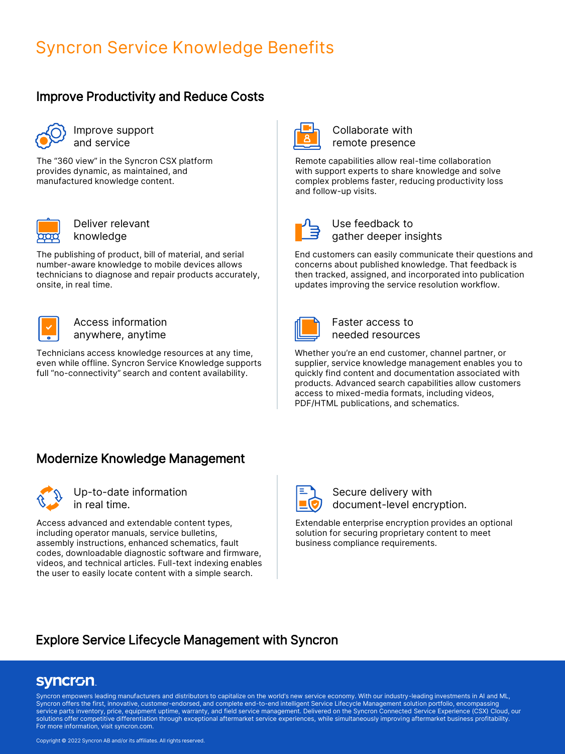# Syncron Service Knowledge Benefits

## Improve Productivity and Reduce Costs

### Improve support and service

The "360 view" in the Syncron CSX platform provides dynamic, as maintained, and manufactured knowledge content.

### Deliver relevant knowledge

The publishing of product, bill of material, and serial number-aware knowledge to mobile devices allows technicians to diagnose and repair products accurately, onsite, in real time.

### Access information anywhere, anytime

Technicians access knowledge resources at any time, even while offline. Syncron Service Knowledge supports full "no-connectivity" search and content availability.

### Collaborate with remote presence

Remote capabilities allow real-time collaboration with support experts to share knowledge and solve complex problems faster, reducing productivity loss and follow-up visits.

### Use feedback to gather deeper insights

End customers can easily communicate their questions and concerns about published knowledge. That feedback is then tracked, assigned, and incorporated into publication updates improving the service resolution workflow.

### Faster access to needed resources

Whether you're an end customer, channel partner, or supplier, service knowledge management enables you to quickly find content and documentation associated with products. Advanced search capabilities allow customers access to mixed-media formats, including videos, PDF/HTML publications, and schematics.

## Modernize Knowledge Management

### Up-to-date information in real time.

Access advanced and extendable content types, including operator manuals, service bulletins, assembly instructions, enhanced schematics, fault codes, downloadable diagnostic software and firmware, videos, and technical articles. Full-text indexing enables the user to easily locate content with a simple search.

### Secure delivery with document-level encryption.

Extendable enterprise encryption provides an optional solution for securing proprietary content to meet business compliance requirements.

## Explore Service Lifecycle Management with Syncron

**syncron.**

Syncron empowers leading manufacturers and distributors to capitalize on the world's new service economy. With our industry-leading investments in AI and ML, Syncron offers the first, innovative, customer-endorsed, and complete end-to-end intelligent Service Lifecycle Management solution portfolio, encompassing service parts inventory, price, equipment uptime, warranty, and field service management. Delivered on the Syncron Connected Service Experience (CSX) Cloud, our solutions offer competitive differentiation through exceptional aftermarket service experiences, while simultaneously improving aftermarket business profitability. For more information, visit syncron.com.

Copyright © 2022 Syncron AB and/or its affiliates. All rights reserved.